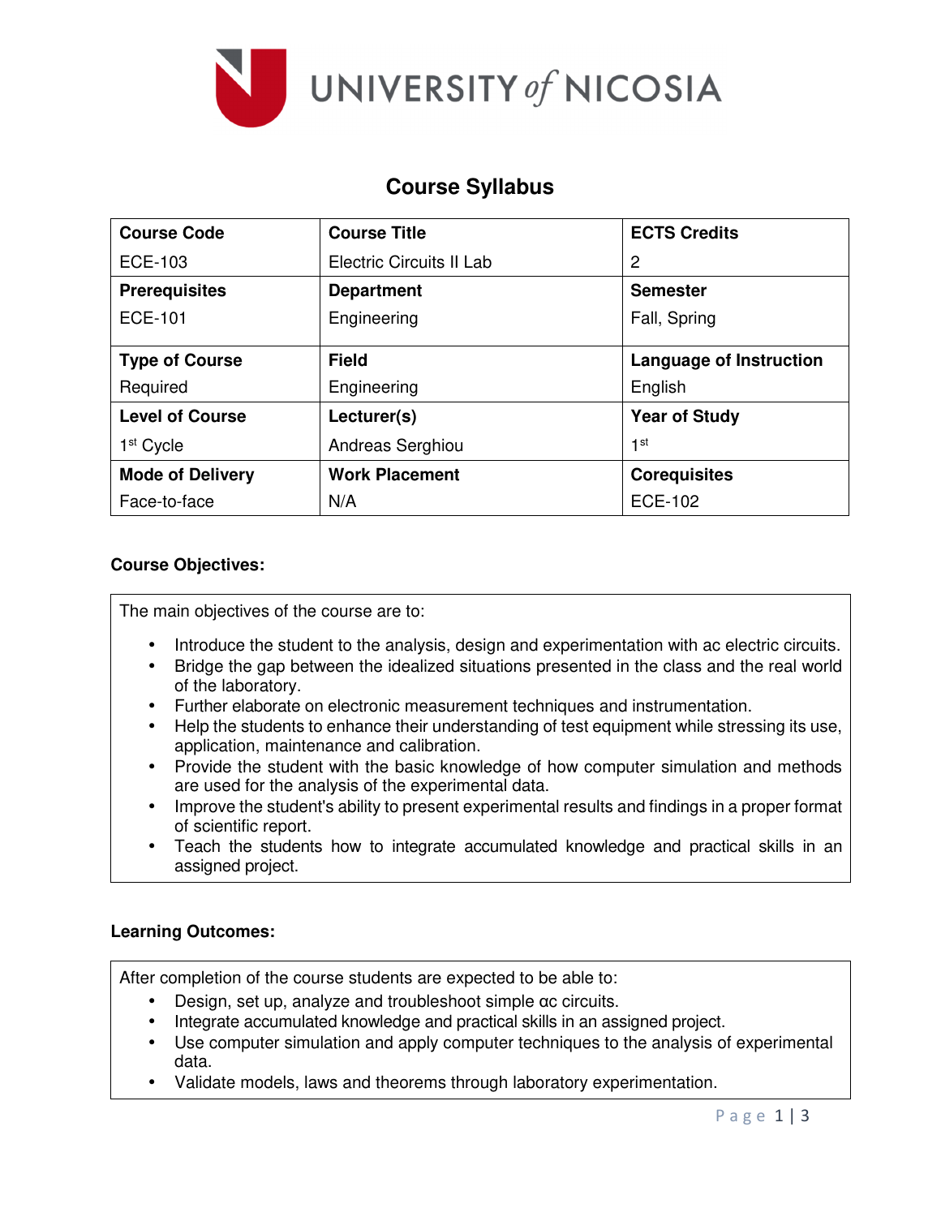UNIVERSITY of NICOSIA

# Course Syllabus

| Course Code | Course Title | ECTS Credits |
|---|---|---|
| ECE-103 | Electric Circuits II Lab | 2 |
| **Prerequisites** | **Department** | **Semester** |
| ECE-101 | Engineering | Fall, Spring |
| **Type of Course** | **Field** | **Language of Instruction** |
| Required | Engineering | English |
| **Level of Course** | **Lecturer(s)** | **Year of Study** |
| 1st Cycle | Andreas Serghiou | 1st |
| **Mode of Delivery** | **Work Placement** | **Corequisites** |
| Face-to-face | N/A | ECE-102 |

**Course Objectives:**

The main objectives of the course are to:

- Introduce the student to the analysis, design and experimentation with ac electric circuits.
- Bridge the gap between the idealized situations presented in the class and the real world of the laboratory.
- Further elaborate on electronic measurement techniques and instrumentation.
- Help the students to enhance their understanding of test equipment while stressing its use, application, maintenance and calibration.
- Provide the student with the basic knowledge of how computer simulation and methods are used for the analysis of the experimental data.
- Improve the student's ability to present experimental results and findings in a proper format of scientific report.
- Teach the students how to integrate accumulated knowledge and practical skills in an assigned project.

**Learning Outcomes:**

After completion of the course students are expected to be able to:

- Design, set up, analyze and troubleshoot simple αc circuits.
- Integrate accumulated knowledge and practical skills in an assigned project.
- Use computer simulation and apply computer techniques to the analysis of experimental data.
- Validate models, laws and theorems through laboratory experimentation.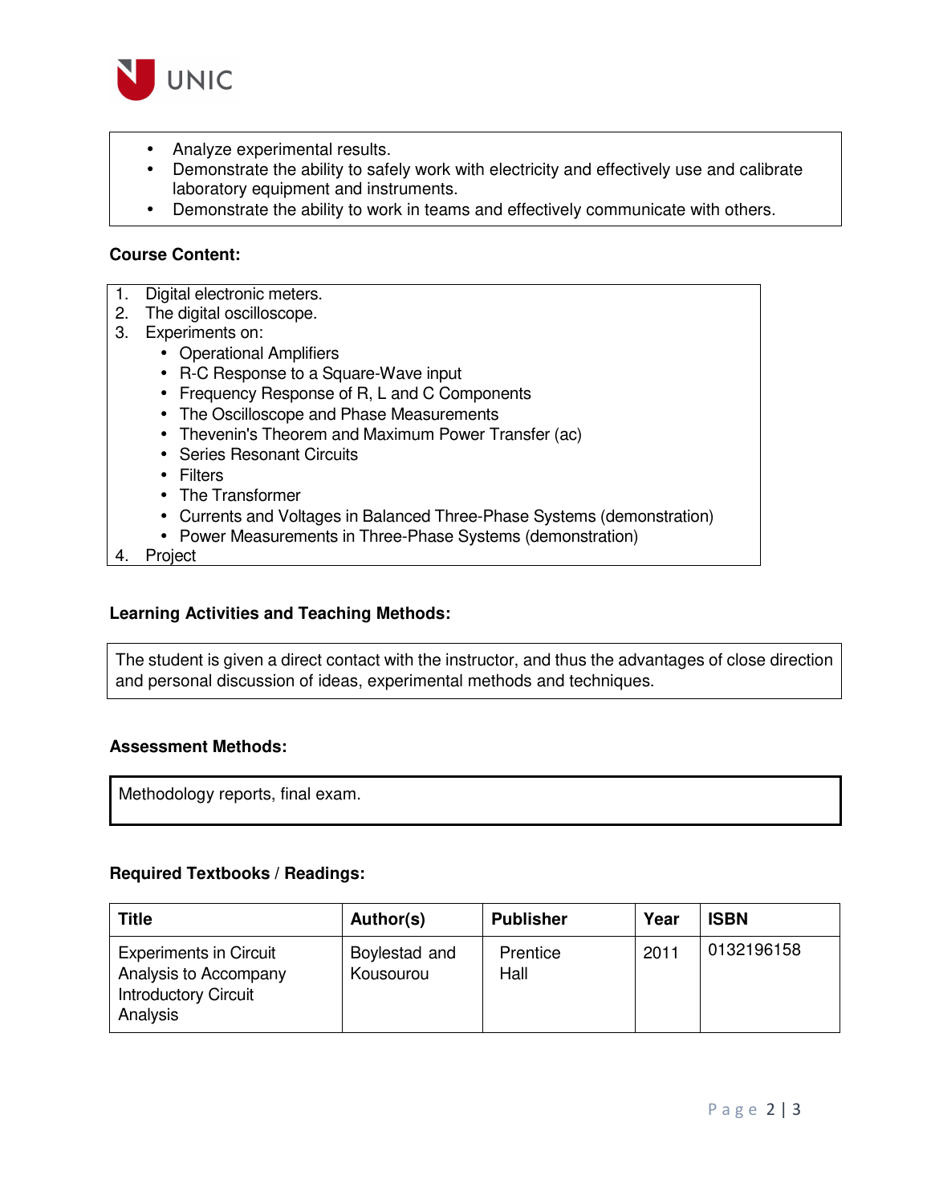- Analyze experimental results.
- Demonstrate the ability to safely work with electricity and effectively use and calibrate laboratory equipment and instruments.
- Demonstrate the ability to work in teams and effectively communicate with others.

**Course Content:**

1. Digital electronic meters.
2. The digital oscilloscope.
3. Experiments on:
    - Operational Amplifiers
    - R-C Response to a Square-Wave input
    - Frequency Response of R, L and C Components
    - The Oscilloscope and Phase Measurements
    - Thevenin's Theorem and Maximum Power Transfer (ac)
    - Series Resonant Circuits
    - Filters
    - The Transformer
    - Currents and Voltages in Balanced Three-Phase Systems (demonstration)
    - Power Measurements in Three-Phase Systems (demonstration)
4. Project

**Learning Activities and Teaching Methods:**

The student is given a direct contact with the instructor, and thus the advantages of close direction and personal discussion of ideas, experimental methods and techniques.

**Assessment Methods:**

Methodology reports, final exam.

**Required Textbooks / Readings:**

| Title | Author(s) | Publisher | Year | ISBN |
|---|---|---|---|---|
| Experiments in Circuit Analysis to Accompany Introductory Circuit Analysis | Boylestad and Kousourou | Prentice Hall | 2011 | 0132196158 |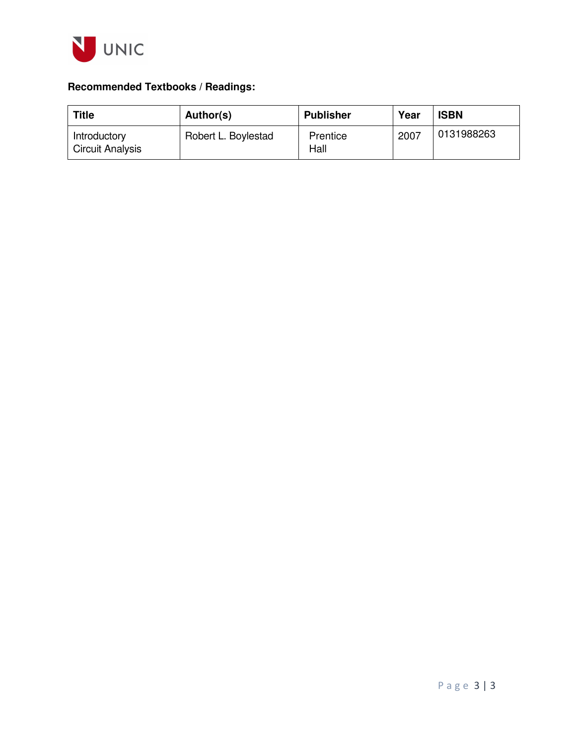**Recommended Textbooks / Readings:**

| Title | Author(s) | Publisher | Year | ISBN |
|---|---|---|---|---|
| Introductory Circuit Analysis | Robert L. Boylestad | Prentice Hall | 2007 | 0131988263 |